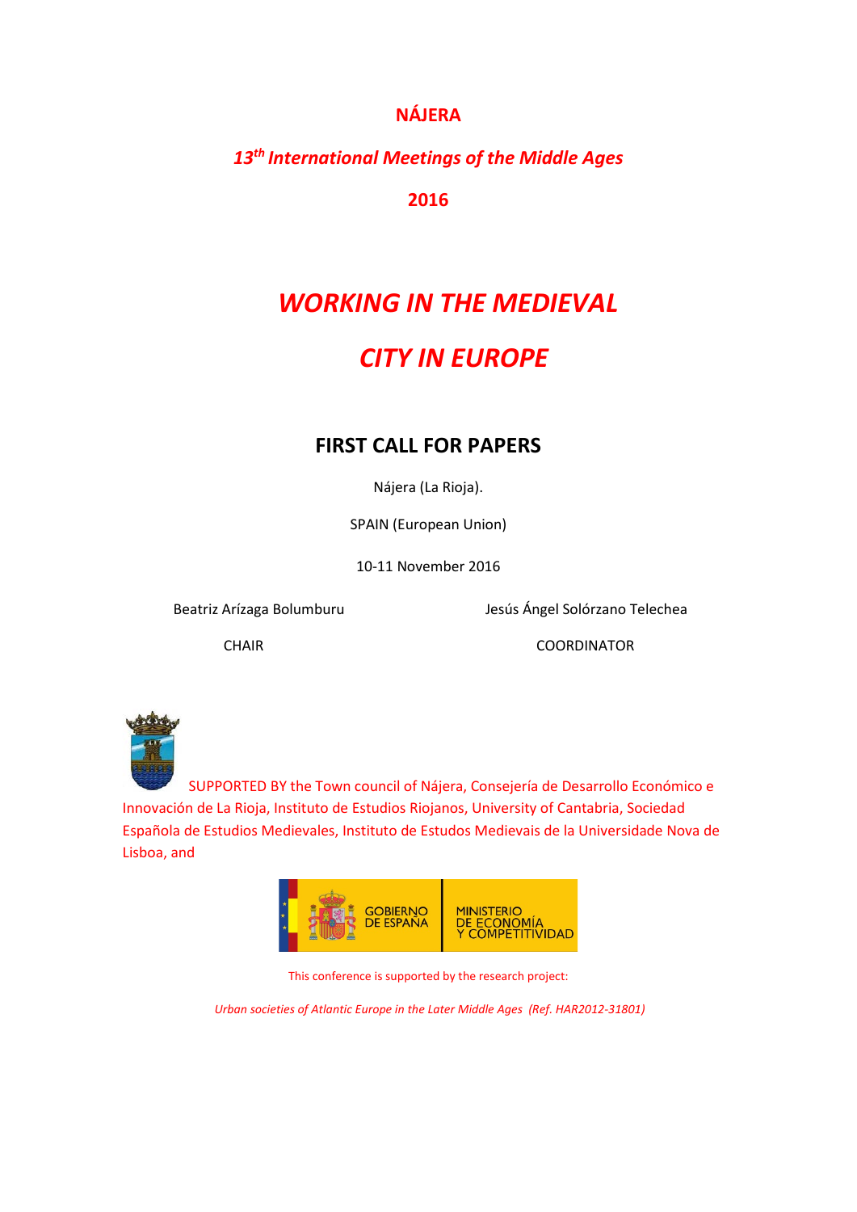# NÁJERA

***13th International Meetings of the Middle Ages***

**2016**

# *WORKING IN THE MEDIEVAL CITY IN EUROPE*

## FIRST CALL FOR PAPERS

Nájera (La Rioja).

SPAIN (European Union)

10-11 November 2016

Beatriz Arízaga Bolumburu — CHAIR

Jesús Ángel Solórzano Telechea — COORDINATOR

SUPPORTED BY the Town council of Nájera, Consejería de Desarrollo Económico e Innovación de La Rioja, Instituto de Estudios Riojanos, University of Cantabria, Sociedad Española de Estudios Medievales, Instituto de Estudos Medievais de la Universidade Nova de Lisboa, and

GOBIERNO DE ESPAÑA — MINISTERIO DE ECONOMÍA Y COMPETITIVIDAD

This conference is supported by the research project:

*Urban societies of Atlantic Europe in the Later Middle Ages (Ref. HAR2012-31801)*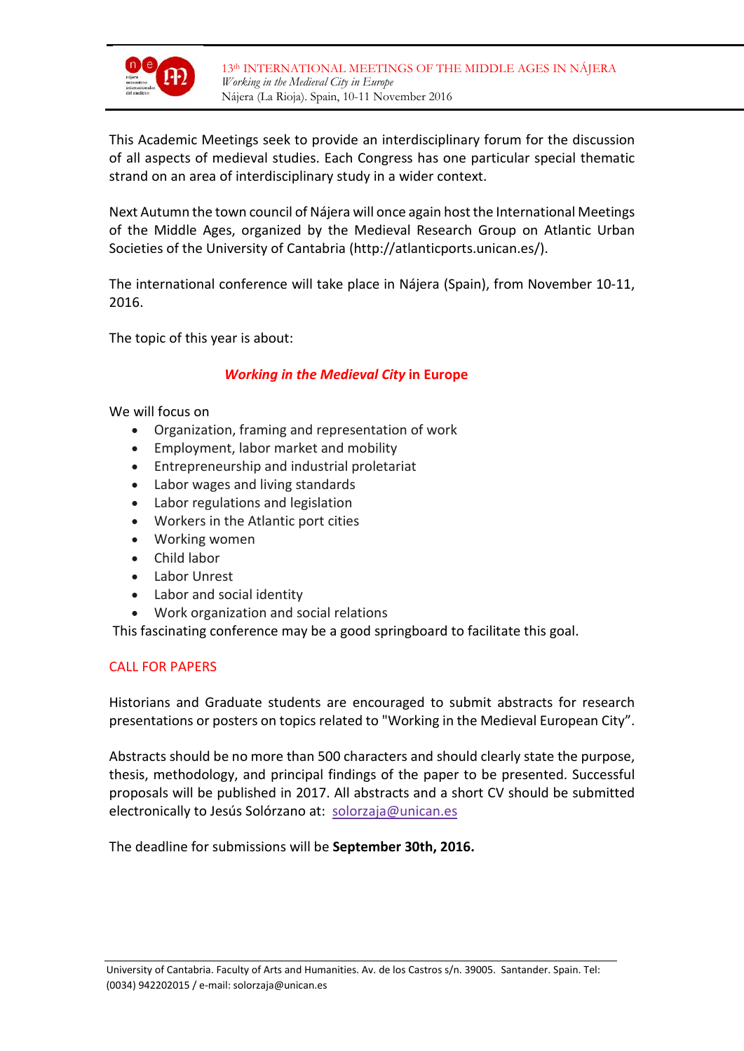This Academic Meetings seek to provide an interdisciplinary forum for the discussion of all aspects of medieval studies. Each Congress has one particular special thematic strand on an area of interdisciplinary study in a wider context.

Next Autumn the town council of Nájera will once again host the International Meetings of the Middle Ages, organized by the Medieval Research Group on Atlantic Urban Societies of the University of Cantabria (http://atlanticports.unican.es/).

The international conference will take place in Nájera (Spain), from November 10-11, 2016.

The topic of this year is about:

***Working in the Medieval City* in Europe**

We will focus on

- Organization, framing and representation of work
- Employment, labor market and mobility
- Entrepreneurship and industrial proletariat
- Labor wages and living standards
- Labor regulations and legislation
- Workers in the Atlantic port cities
- Working women
- Child labor
- Labor Unrest
- Labor and social identity
- Work organization and social relations

This fascinating conference may be a good springboard to facilitate this goal.

## CALL FOR PAPERS

Historians and Graduate students are encouraged to submit abstracts for research presentations or posters on topics related to "Working in the Medieval European City".

Abstracts should be no more than 500 characters and should clearly state the purpose, thesis, methodology, and principal findings of the paper to be presented. Successful proposals will be published in 2017. All abstracts and a short CV should be submitted electronically to Jesús Solórzano at: solorzaja@unican.es

The deadline for submissions will be **September 30th, 2016.**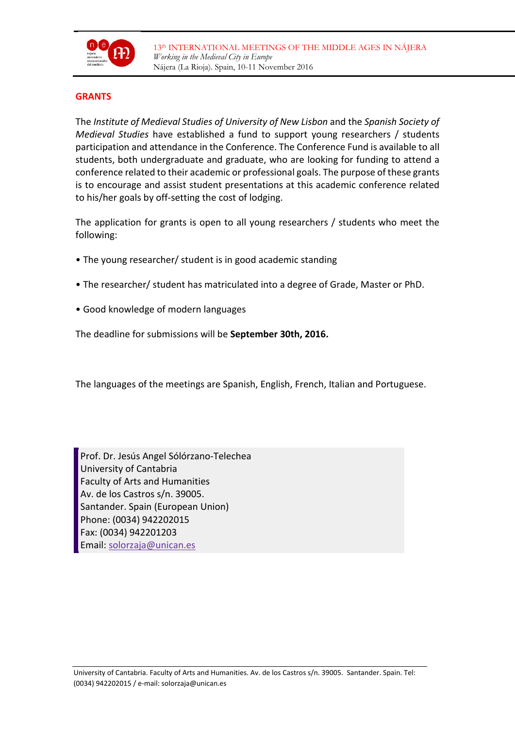## GRANTS

The *Institute of Medieval Studies of University of New Lisbon* and the *Spanish Society of Medieval Studies* have established a fund to support young researchers / students participation and attendance in the Conference. The Conference Fund is available to all students, both undergraduate and graduate, who are looking for funding to attend a conference related to their academic or professional goals. The purpose of these grants is to encourage and assist student presentations at this academic conference related to his/her goals by off-setting the cost of lodging.

The application for grants is open to all young researchers / students who meet the following:

- The young researcher/ student is in good academic standing
- The researcher/ student has matriculated into a degree of Grade, Master or PhD.
- Good knowledge of modern languages

The deadline for submissions will be **September 30th, 2016.**

The languages of the meetings are Spanish, English, French, Italian and Portuguese.

> Prof. Dr. Jesús Angel Sólórzano-Telechea
> University of Cantabria
> Faculty of Arts and Humanities
> Av. de los Castros s/n. 39005.
> Santander. Spain (European Union)
> Phone: (0034) 942202015
> Fax: (0034) 942201203
> Email: solorzaja@unican.es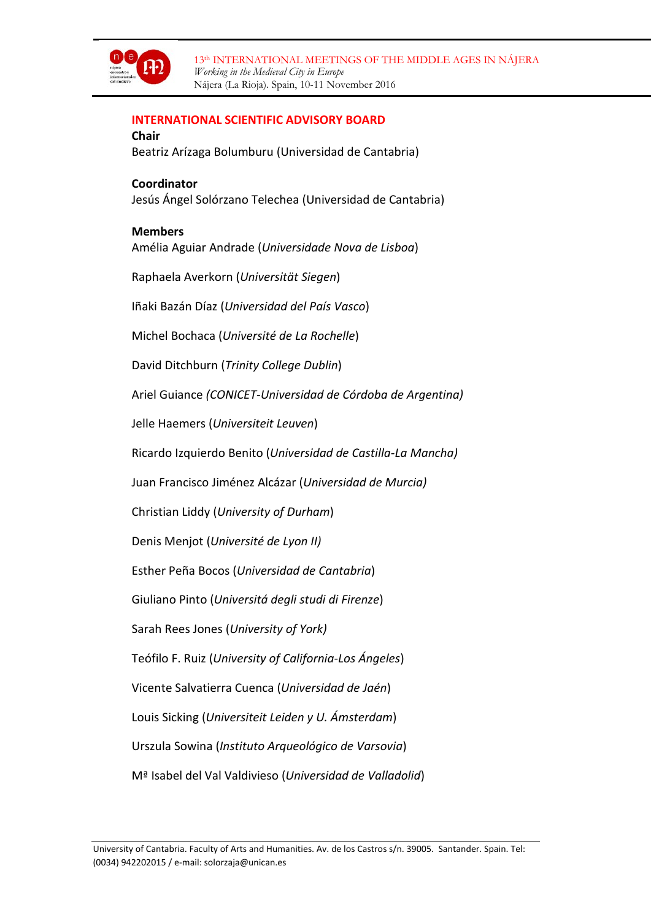## INTERNATIONAL SCIENTIFIC ADVISORY BOARD

**Chair**

Beatriz Arízaga Bolumburu (Universidad de Cantabria)

**Coordinator**

Jesús Ángel Solórzano Telechea (Universidad de Cantabria)

**Members**

Amélia Aguiar Andrade (*Universidade Nova de Lisboa*)

Raphaela Averkorn (*Universität Siegen*)

Iñaki Bazán Díaz (*Universidad del País Vasco*)

Michel Bochaca (*Université de La Rochelle*)

David Ditchburn (*Trinity College Dublin*)

Ariel Guiance *(CONICET-Universidad de Córdoba de Argentina)*

Jelle Haemers (*Universiteit Leuven*)

Ricardo Izquierdo Benito (*Universidad de Castilla-La Mancha)*

Juan Francisco Jiménez Alcázar (*Universidad de Murcia)*

Christian Liddy (*University of Durham*)

Denis Menjot (*Université de Lyon II)*

Esther Peña Bocos (*Universidad de Cantabria*)

Giuliano Pinto (*Universitá degli studi di Firenze*)

Sarah Rees Jones (*University of York)*

Teófilo F. Ruiz (*University of California-Los Ángeles*)

Vicente Salvatierra Cuenca (*Universidad de Jaén*)

Louis Sicking (*Universiteit Leiden y U. Ámsterdam*)

Urszula Sowina (*Instituto Arqueológico de Varsovia*)

Mª Isabel del Val Valdivieso (*Universidad de Valladolid*)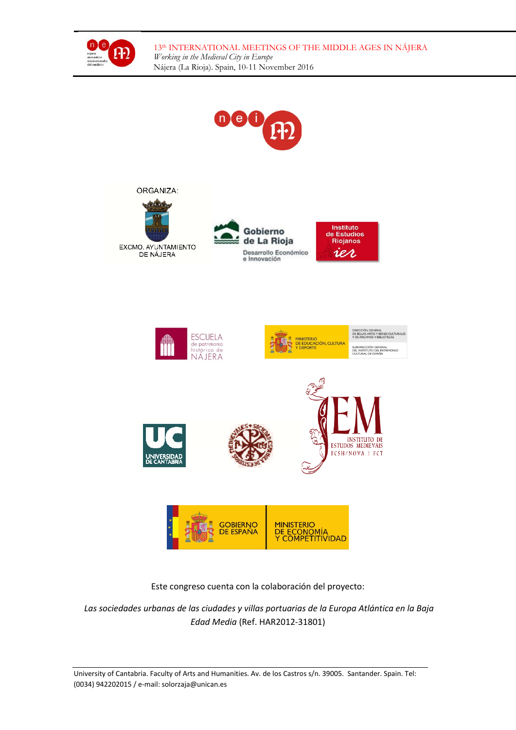ORGANIZA:

EXCMO. AYUNTAMIENTO DE NÁJERA

Gobierno de La Rioja

Desarrollo Económico e Innovación

Instituto de Estudios Riojanos

ESCUELA de patrimonio histórico de NÁJERA

MINISTERIO DE EDUCACIÓN, CULTURA Y DEPORTE

DIRECCIÓN GENERAL DE BELLAS ARTES Y BIENES CULTURALES Y DE ARCHIVOS Y BIBLIOTECAS

SUBDIRECCIÓN GENERAL DEL INSTITUTO DEL PATRIMONIO CULTURAL DE ESPAÑA

UNIVERSIDAD DE CANTABRIA

SOCIEDAD ESPAÑOLA DE ESTUDIOS MEDIEVALES

INSTITUTO DE ESTUDOS MEDIEVAIS FCSH/NOVA | FCT

GOBIERNO DE ESPAÑA

MINISTERIO DE ECONOMÍA Y COMPETITIVIDAD

Este congreso cuenta con la colaboración del proyecto:

*Las sociedades urbanas de las ciudades y villas portuarias de la Europa Atlántica en la Baja Edad Media* (Ref. HAR2012-31801)